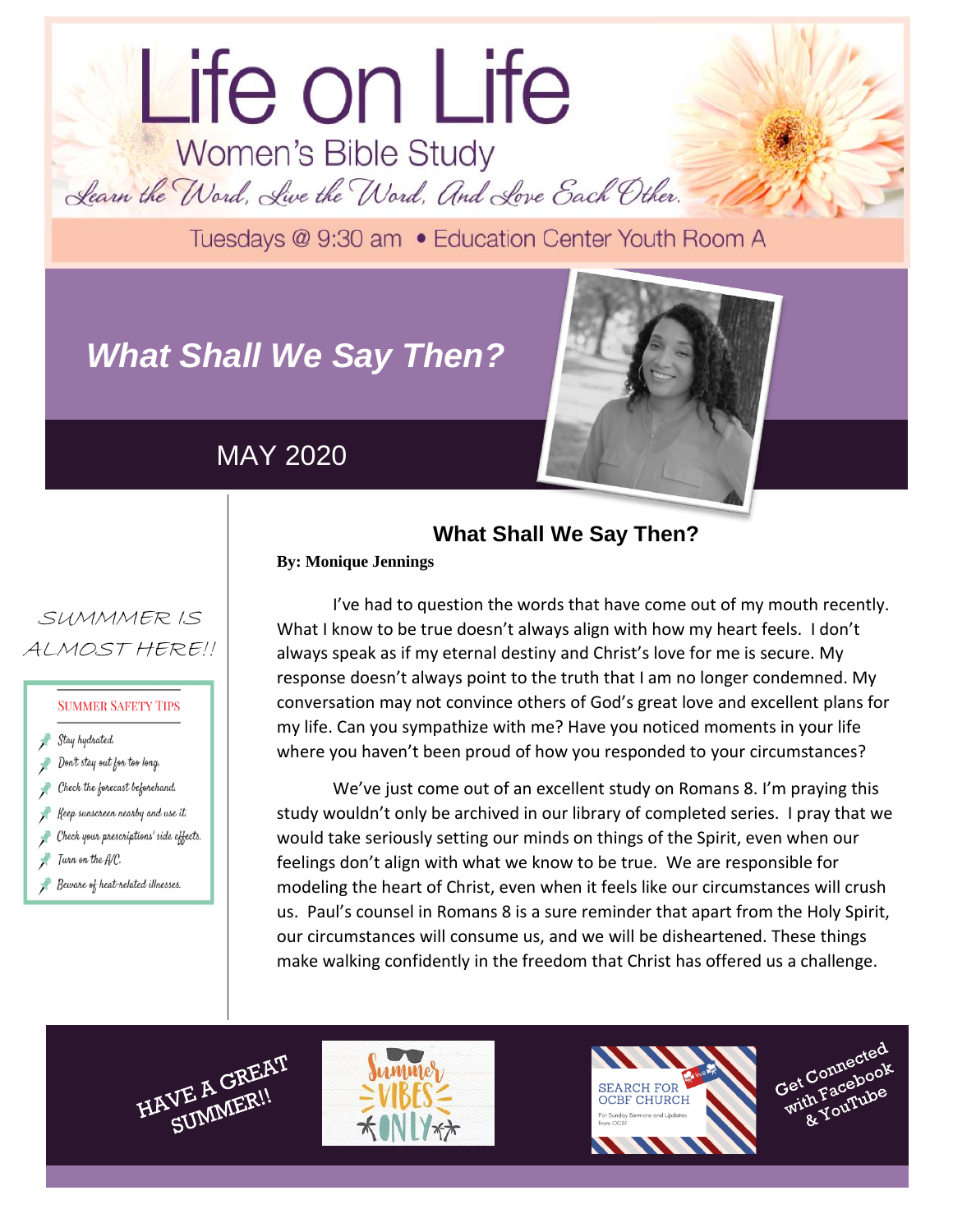# Life on Life

## Women's Bible Study

*Learn the Word, Live the Word, And Love Each Other.*

Tuesdays @ 9:30 am • Education Center Youth Room A

## *What Shall We Say Then?*

MAY 2020

SUMMMER IS ALMOST HERE!!

**SUMMER SAFETY TIPS**

- Stay hydrated.
- Don't stay out for too long.
- Check the forecast beforehand.
- Keep sunscreen nearby and use it.
- Check your prescriptions' side effects.
- Turn on the A/C.
- Beware of heat-related illnesses.

### What Shall We Say Then?

**By: Monique Jennings**

I've had to question the words that have come out of my mouth recently. What I know to be true doesn't always align with how my heart feels. I don't always speak as if my eternal destiny and Christ's love for me is secure. My response doesn't always point to the truth that I am no longer condemned. My conversation may not convince others of God's great love and excellent plans for my life. Can you sympathize with me? Have you noticed moments in your life where you haven't been proud of how you responded to your circumstances?

We've just come out of an excellent study on Romans 8. I'm praying this study wouldn't only be archived in our library of completed series. I pray that we would take seriously setting our minds on things of the Spirit, even when our feelings don't align with what we know to be true. We are responsible for modeling the heart of Christ, even when it feels like our circumstances will crush us. Paul's counsel in Romans 8 is a sure reminder that apart from the Holy Spirit, our circumstances will consume us, and we will be disheartened. These things make walking confidently in the freedom that Christ has offered us a challenge.

HAVE A GREAT SUMMER!!

Summer VIBES ONLY

SEARCH FOR OCBF CHURCH

For Sunday Sermons and Updates from OCBF

Get Connected with Facebook & YouTube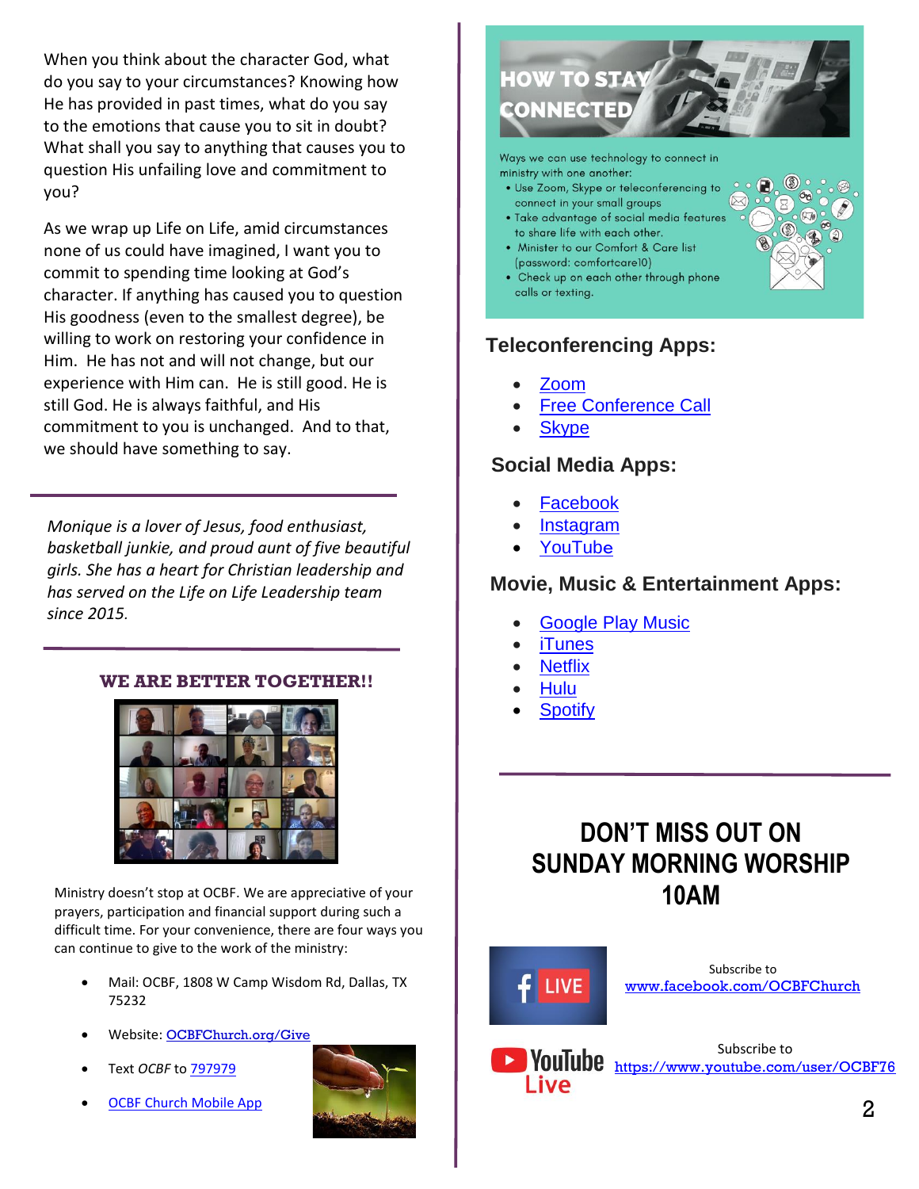When you think about the character God, what do you say to your circumstances? Knowing how He has provided in past times, what do you say to the emotions that cause you to sit in doubt? What shall you say to anything that causes you to question His unfailing love and commitment to you?

As we wrap up Life on Life, amid circumstances none of us could have imagined, I want you to commit to spending time looking at God's character. If anything has caused you to question His goodness (even to the smallest degree), be willing to work on restoring your confidence in Him. He has not and will not change, but our experience with Him can. He is still good. He is still God. He is always faithful, and His commitment to you is unchanged. And to that, we should have something to say.

---

*Monique is a lover of Jesus, food enthusiast, basketball junkie, and proud aunt of five beautiful girls. She has a heart for Christian leadership and has served on the Life on Life Leadership team since 2015.*

---

## WE ARE BETTER TOGETHER!!

Ministry doesn't stop at OCBF. We are appreciative of your prayers, participation and financial support during such a difficult time. For your convenience, there are four ways you can continue to give to the work of the ministry:

- Mail: OCBF, 1808 W Camp Wisdom Rd, Dallas, TX 75232
- Website: OCBFChurch.org/Give
- Text *OCBF* to 797979
- OCBF Church Mobile App

## HOW TO STAY CONNECTED

Ways we can use technology to connect in ministry with one another:

- Use Zoom, Skype or teleconferencing to connect in your small groups
- Take advantage of social media features to share life with each other.
- Minister to our Comfort & Care list (password: comfortcare10)
- Check up on each other through phone calls or texting.

### Teleconferencing Apps:

- Zoom
- Free Conference Call
- Skype

### Social Media Apps:

- Facebook
- Instagram
- YouTube

### Movie, Music & Entertainment Apps:

- Google Play Music
- iTunes
- Netflix
- Hulu
- Spotify

---

## DON'T MISS OUT ON SUNDAY MORNING WORSHIP 10AM

LIVE

Subscribe to
www.facebook.com/OCBFChurch

YouTube Live

Subscribe to
https://www.youtube.com/user/OCBF76